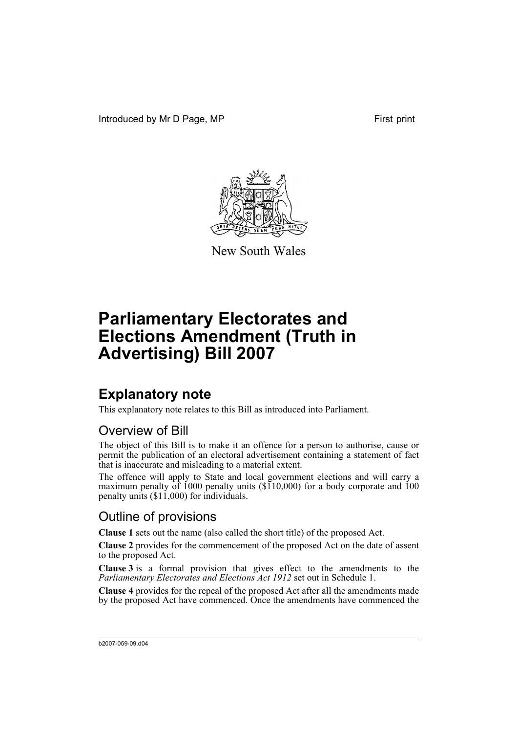Introduced by Mr D Page, MP

First print

New South Wales

# Parliamentary Electorates and Elections Amendment (Truth in Advertising) Bill 2007

## Explanatory note

This explanatory note relates to this Bill as introduced into Parliament.

### Overview of Bill

The object of this Bill is to make it an offence for a person to authorise, cause or permit the publication of an electoral advertisement containing a statement of fact that is inaccurate and misleading to a material extent.

The offence will apply to State and local government elections and will carry a maximum penalty of 1000 penalty units ($110,000) for a body corporate and 100 penalty units ($11,000) for individuals.

### Outline of provisions

**Clause 1** sets out the name (also called the short title) of the proposed Act.

**Clause 2** provides for the commencement of the proposed Act on the date of assent to the proposed Act.

**Clause 3** is a formal provision that gives effect to the amendments to the *Parliamentary Electorates and Elections Act 1912* set out in Schedule 1.

**Clause 4** provides for the repeal of the proposed Act after all the amendments made by the proposed Act have commenced. Once the amendments have commenced the

b2007-059-09.d04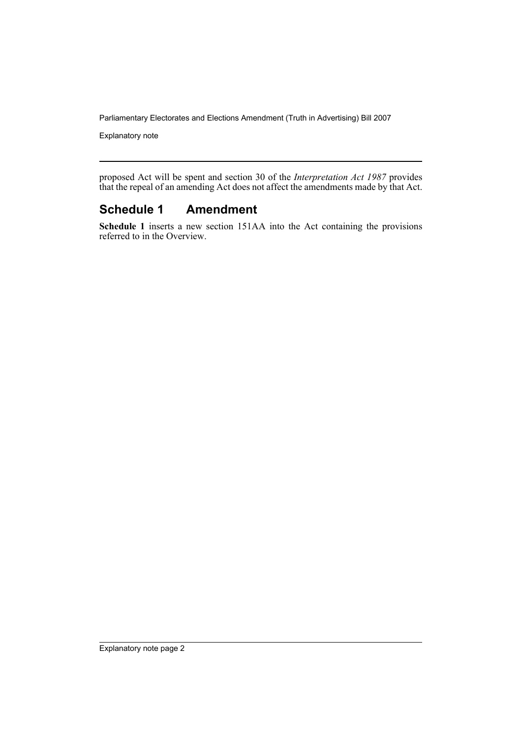proposed Act will be spent and section 30 of the *Interpretation Act 1987* provides that the repeal of an amending Act does not affect the amendments made by that Act.

## Schedule 1 Amendment

**Schedule 1** inserts a new section 151AA into the Act containing the provisions referred to in the Overview.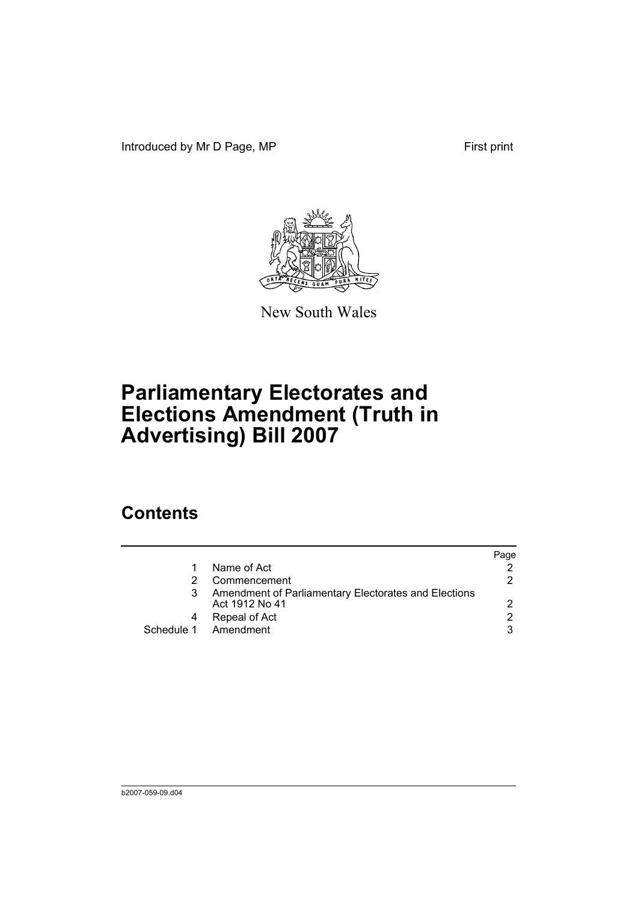Introduced by Mr D Page, MP First print

New South Wales

# Parliamentary Electorates and Elections Amendment (Truth in Advertising) Bill 2007

## Contents

| | | Page |
|---|---|---|
| 1 | Name of Act | 2 |
| 2 | Commencement | 2 |
| 3 | Amendment of Parliamentary Electorates and Elections Act 1912 No 41 | 2 |
| 4 | Repeal of Act | 2 |
| Schedule 1 | Amendment | 3 |

b2007-059-09.d04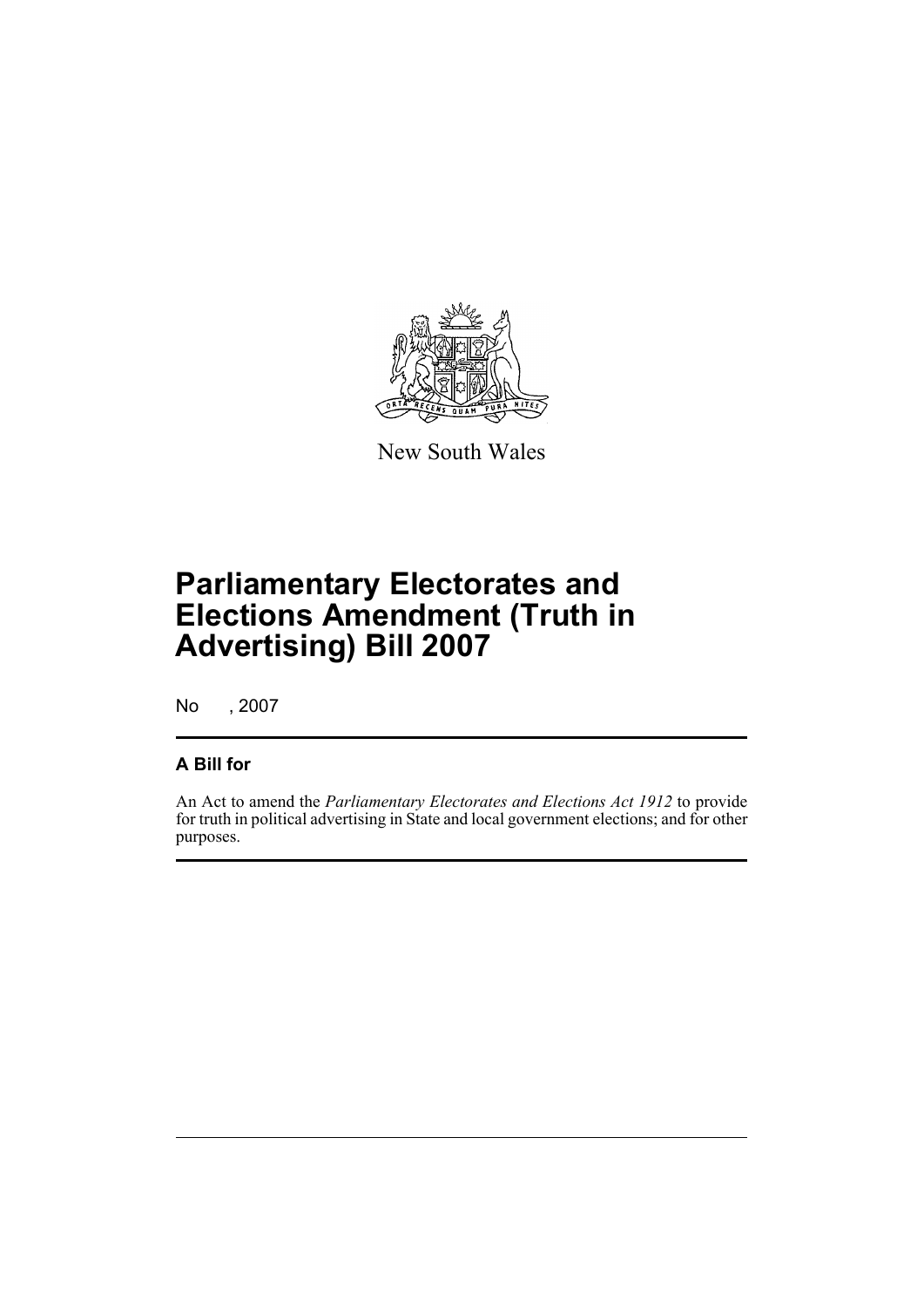New South Wales

# Parliamentary Electorates and Elections Amendment (Truth in Advertising) Bill 2007

No , 2007

## A Bill for

An Act to amend the *Parliamentary Electorates and Elections Act 1912* to provide for truth in political advertising in State and local government elections; and for other purposes.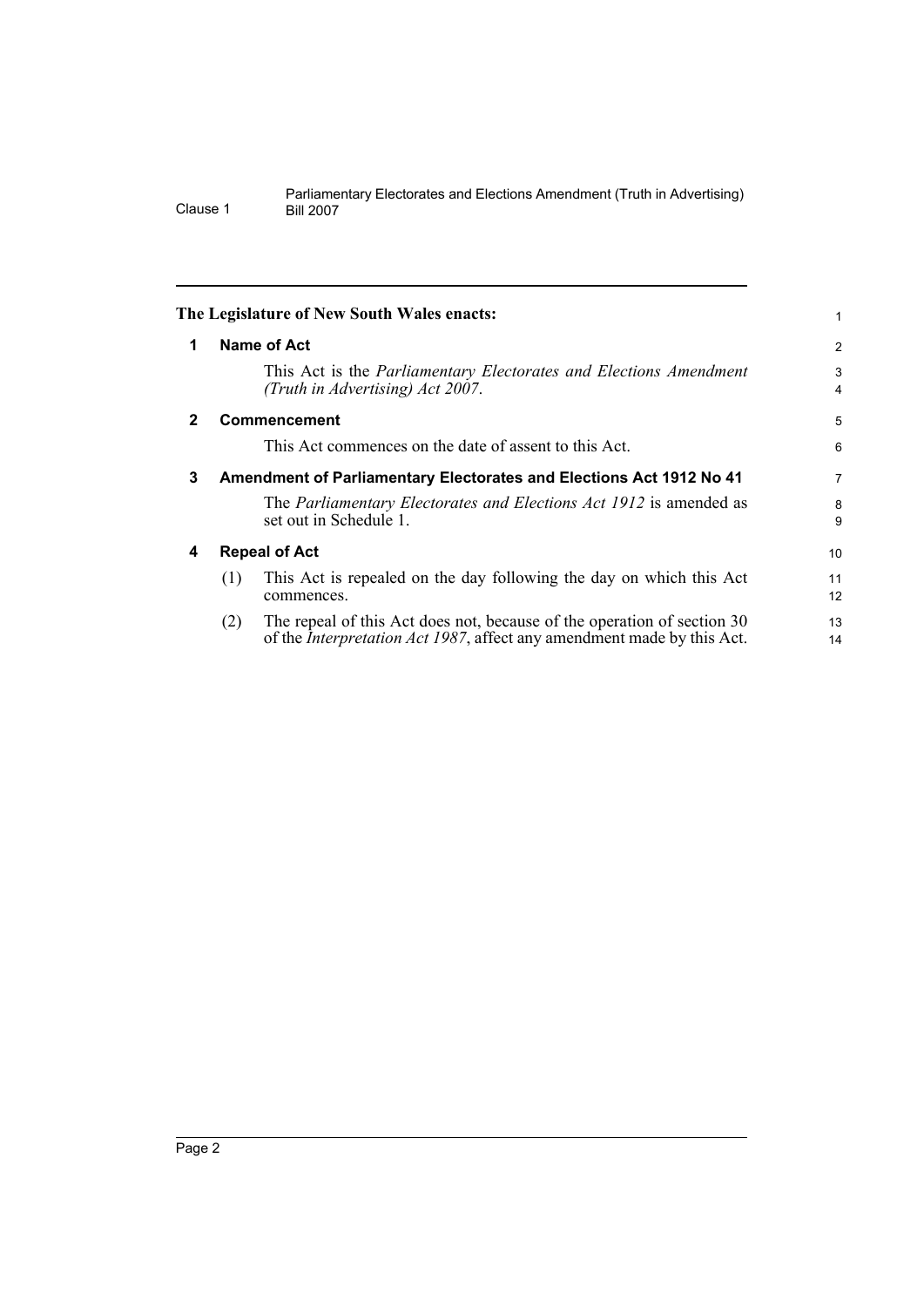**The Legislature of New South Wales enacts:**

## 1 Name of Act

This Act is the *Parliamentary Electorates and Elections Amendment (Truth in Advertising) Act 2007*.

## 2 Commencement

This Act commences on the date of assent to this Act.

## 3 Amendment of Parliamentary Electorates and Elections Act 1912 No 41

The *Parliamentary Electorates and Elections Act 1912* is amended as set out in Schedule 1.

## 4 Repeal of Act

(1) This Act is repealed on the day following the day on which this Act commences.

(2) The repeal of this Act does not, because of the operation of section 30 of the *Interpretation Act 1987*, affect any amendment made by this Act.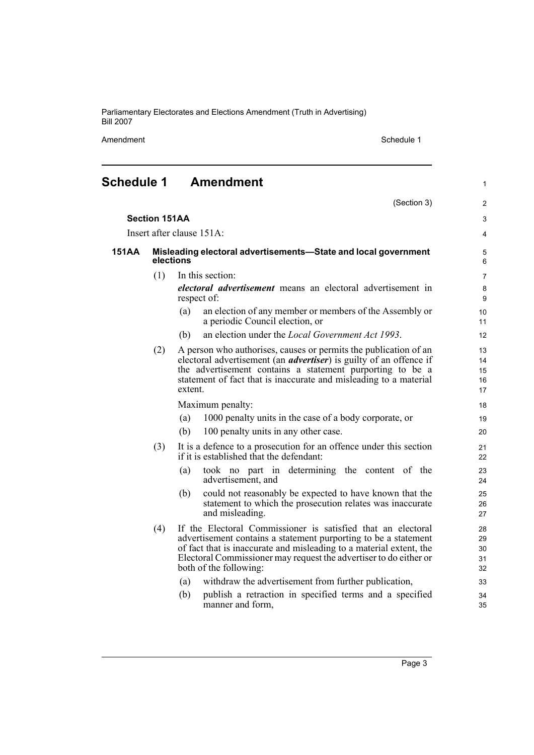# Schedule 1 Amendment

(Section 3)

**Section 151AA**

Insert after clause 151A:

**151AA Misleading electoral advertisements—State and local government elections**

(1) In this section:

***electoral advertisement*** means an electoral advertisement in respect of:

(a) an election of any member or members of the Assembly or a periodic Council election, or

(b) an election under the *Local Government Act 1993*.

(2) A person who authorises, causes or permits the publication of an electoral advertisement (an ***advertiser***) is guilty of an offence if the advertisement contains a statement purporting to be a statement of fact that is inaccurate and misleading to a material extent.

Maximum penalty:

(a) 1000 penalty units in the case of a body corporate, or

(b) 100 penalty units in any other case.

(3) It is a defence to a prosecution for an offence under this section if it is established that the defendant:

(a) took no part in determining the content of the advertisement, and

(b) could not reasonably be expected to have known that the statement to which the prosecution relates was inaccurate and misleading.

(4) If the Electoral Commissioner is satisfied that an electoral advertisement contains a statement purporting to be a statement of fact that is inaccurate and misleading to a material extent, the Electoral Commissioner may request the advertiser to do either or both of the following:

(a) withdraw the advertisement from further publication,

(b) publish a retraction in specified terms and a specified manner and form,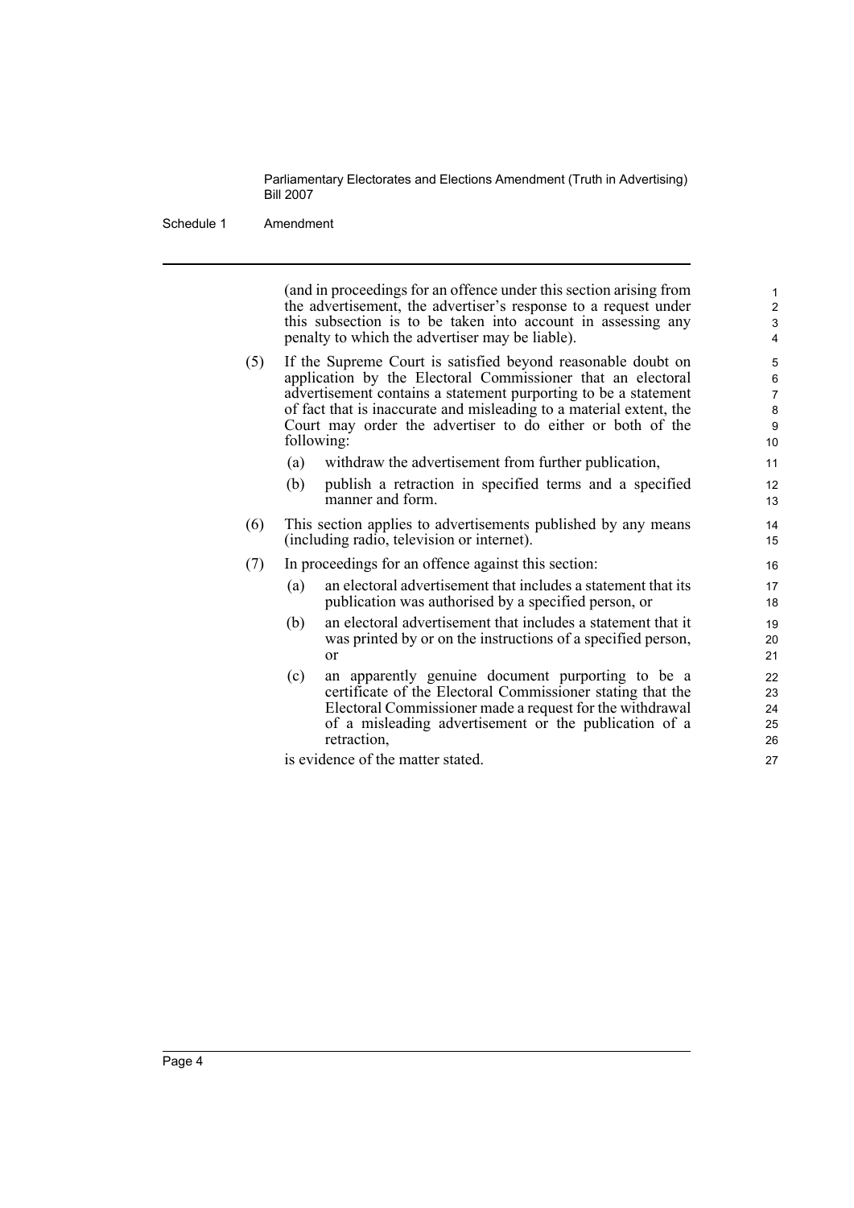(and in proceedings for an offence under this section arising from the advertisement, the advertiser's response to a request under this subsection is to be taken into account in assessing any penalty to which the advertiser may be liable).

(5) If the Supreme Court is satisfied beyond reasonable doubt on application by the Electoral Commissioner that an electoral advertisement contains a statement purporting to be a statement of fact that is inaccurate and misleading to a material extent, the Court may order the advertiser to do either or both of the following:

(a) withdraw the advertisement from further publication,

(b) publish a retraction in specified terms and a specified manner and form.

(6) This section applies to advertisements published by any means (including radio, television or internet).

(7) In proceedings for an offence against this section:

(a) an electoral advertisement that includes a statement that its publication was authorised by a specified person, or

(b) an electoral advertisement that includes a statement that it was printed by or on the instructions of a specified person, or

(c) an apparently genuine document purporting to be a certificate of the Electoral Commissioner stating that the Electoral Commissioner made a request for the withdrawal of a misleading advertisement or the publication of a retraction,

is evidence of the matter stated.